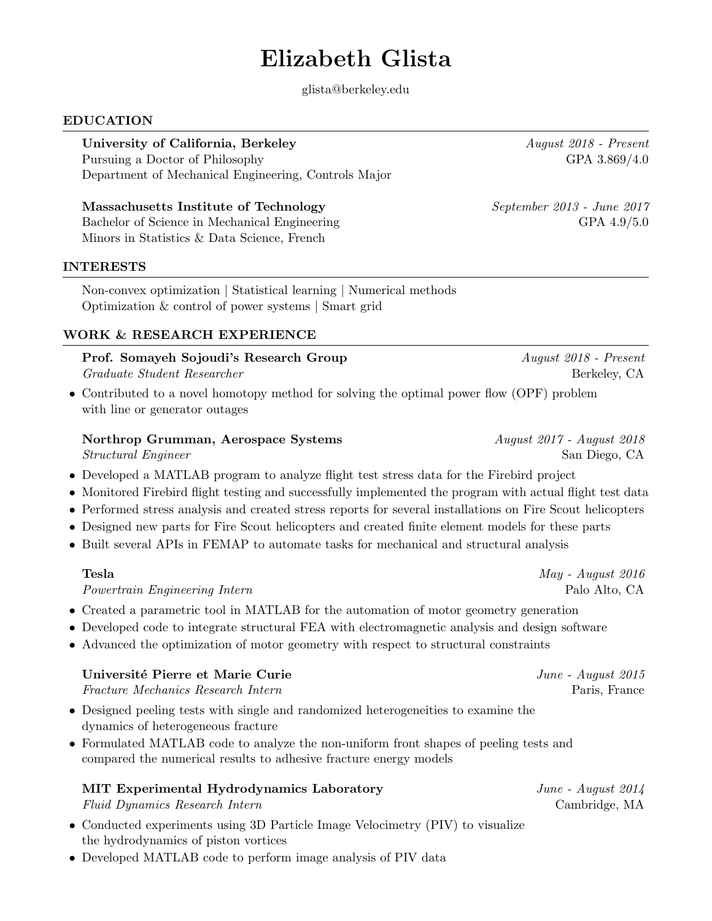# Elizabeth Glista

glista@berkeley.edu

## EDUCATION

**University of California, Berkeley** — *August 2018 - Present*
Pursuing a Doctor of Philosophy — GPA 3.869/4.0
Department of Mechanical Engineering, Controls Major

**Massachusetts Institute of Technology** — *September 2013 - June 2017*
Bachelor of Science in Mechanical Engineering — GPA 4.9/5.0
Minors in Statistics & Data Science, French

## INTERESTS

Non-convex optimization | Statistical learning | Numerical methods
Optimization & control of power systems | Smart grid

## WORK & RESEARCH EXPERIENCE

**Prof. Somayeh Sojoudi's Research Group** — *August 2018 - Present*
*Graduate Student Researcher* — Berkeley, CA

- Contributed to a novel homotopy method for solving the optimal power flow (OPF) problem with line or generator outages

**Northrop Grumman, Aerospace Systems** — *August 2017 - August 2018*
*Structural Engineer* — San Diego, CA

- Developed a MATLAB program to analyze flight test stress data for the Firebird project
- Monitored Firebird flight testing and successfully implemented the program with actual flight test data
- Performed stress analysis and created stress reports for several installations on Fire Scout helicopters
- Designed new parts for Fire Scout helicopters and created finite element models for these parts
- Built several APIs in FEMAP to automate tasks for mechanical and structural analysis

**Tesla** — *May - August 2016*
*Powertrain Engineering Intern* — Palo Alto, CA

- Created a parametric tool in MATLAB for the automation of motor geometry generation
- Developed code to integrate structural FEA with electromagnetic analysis and design software
- Advanced the optimization of motor geometry with respect to structural constraints

**Université Pierre et Marie Curie** — *June - August 2015*
*Fracture Mechanics Research Intern* — Paris, France

- Designed peeling tests with single and randomized heterogeneities to examine the dynamics of heterogeneous fracture
- Formulated MATLAB code to analyze the non-uniform front shapes of peeling tests and compared the numerical results to adhesive fracture energy models

**MIT Experimental Hydrodynamics Laboratory** — *June - August 2014*
*Fluid Dynamics Research Intern* — Cambridge, MA

- Conducted experiments using 3D Particle Image Velocimetry (PIV) to visualize the hydrodynamics of piston vortices
- Developed MATLAB code to perform image analysis of PIV data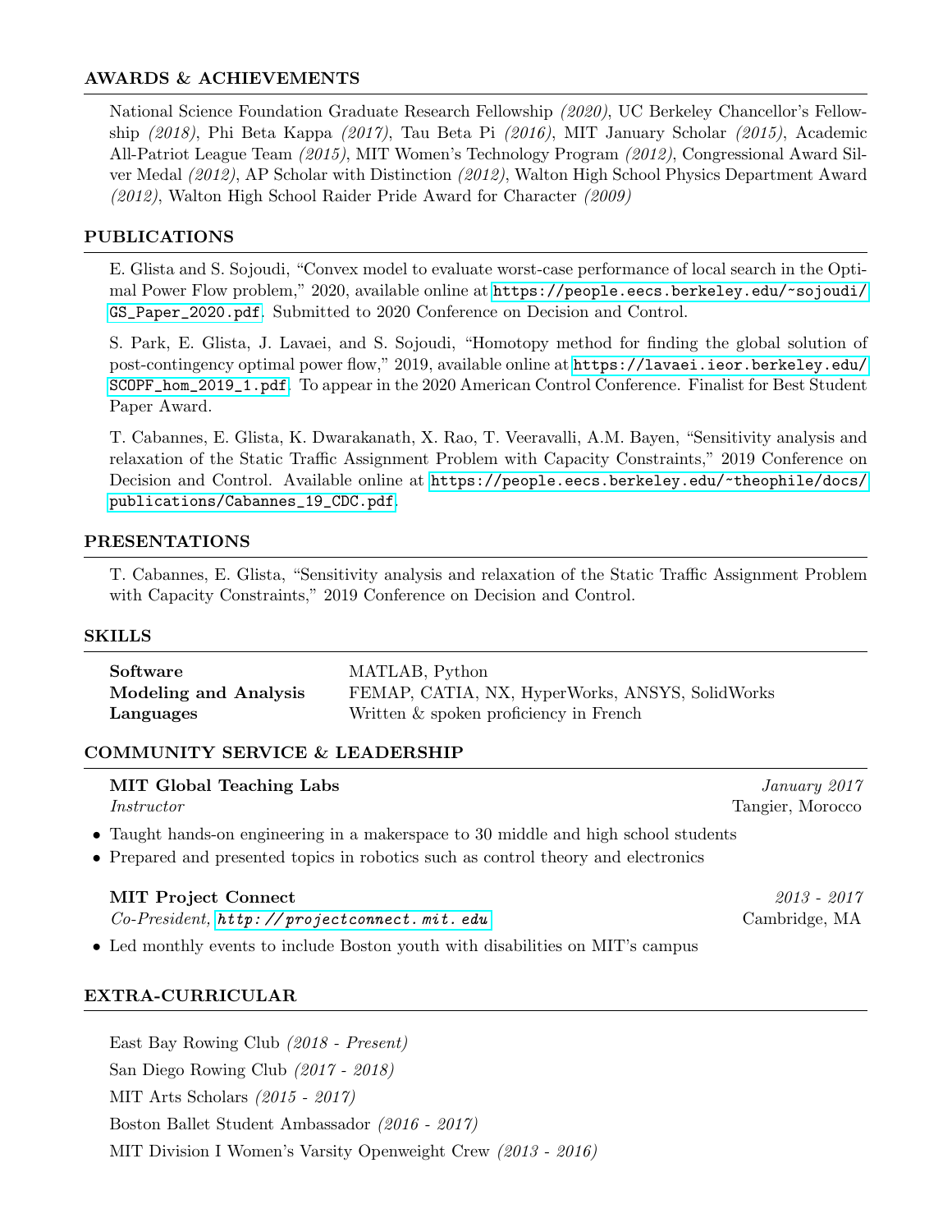## AWARDS & ACHIEVEMENTS

National Science Foundation Graduate Research Fellowship *(2020)*, UC Berkeley Chancellor's Fellowship *(2018)*, Phi Beta Kappa *(2017)*, Tau Beta Pi *(2016)*, MIT January Scholar *(2015)*, Academic All-Patriot League Team *(2015)*, MIT Women's Technology Program *(2012)*, Congressional Award Silver Medal *(2012)*, AP Scholar with Distinction *(2012)*, Walton High School Physics Department Award *(2012)*, Walton High School Raider Pride Award for Character *(2009)*

## PUBLICATIONS

E. Glista and S. Sojoudi, "Convex model to evaluate worst-case performance of local search in the Optimal Power Flow problem," 2020, available online at `https://people.eecs.berkeley.edu/~sojoudi/GS_Paper_2020.pdf`. Submitted to 2020 Conference on Decision and Control.

S. Park, E. Glista, J. Lavaei, and S. Sojoudi, "Homotopy method for finding the global solution of post-contingency optimal power flow," 2019, available online at `https://lavaei.ieor.berkeley.edu/SCOPF_hom_2019_1.pdf`. To appear in the 2020 American Control Conference. Finalist for Best Student Paper Award.

T. Cabannes, E. Glista, K. Dwarakanath, X. Rao, T. Veeravalli, A.M. Bayen, "Sensitivity analysis and relaxation of the Static Traffic Assignment Problem with Capacity Constraints," 2019 Conference on Decision and Control. Available online at `https://people.eecs.berkeley.edu/~theophile/docs/publications/Cabannes_19_CDC.pdf`.

## PRESENTATIONS

T. Cabannes, E. Glista, "Sensitivity analysis and relaxation of the Static Traffic Assignment Problem with Capacity Constraints," 2019 Conference on Decision and Control.

## SKILLS

| | |
|---|---|
| **Software** | MATLAB, Python |
| **Modeling and Analysis** | FEMAP, CATIA, NX, HyperWorks, ANSYS, SolidWorks |
| **Languages** | Written & spoken proficiency in French |

## COMMUNITY SERVICE & LEADERSHIP

**MIT Global Teaching Labs** — *January 2017*
*Instructor* — Tangier, Morocco

- Taught hands-on engineering in a makerspace to 30 middle and high school students
- Prepared and presented topics in robotics such as control theory and electronics

**MIT Project Connect** — *2013 - 2017*
*Co-President, http://projectconnect.mit.edu* — Cambridge, MA

- Led monthly events to include Boston youth with disabilities on MIT's campus

## EXTRA-CURRICULAR

East Bay Rowing Club *(2018 - Present)*

San Diego Rowing Club *(2017 - 2018)*

MIT Arts Scholars *(2015 - 2017)*

Boston Ballet Student Ambassador *(2016 - 2017)*

MIT Division I Women's Varsity Openweight Crew *(2013 - 2016)*